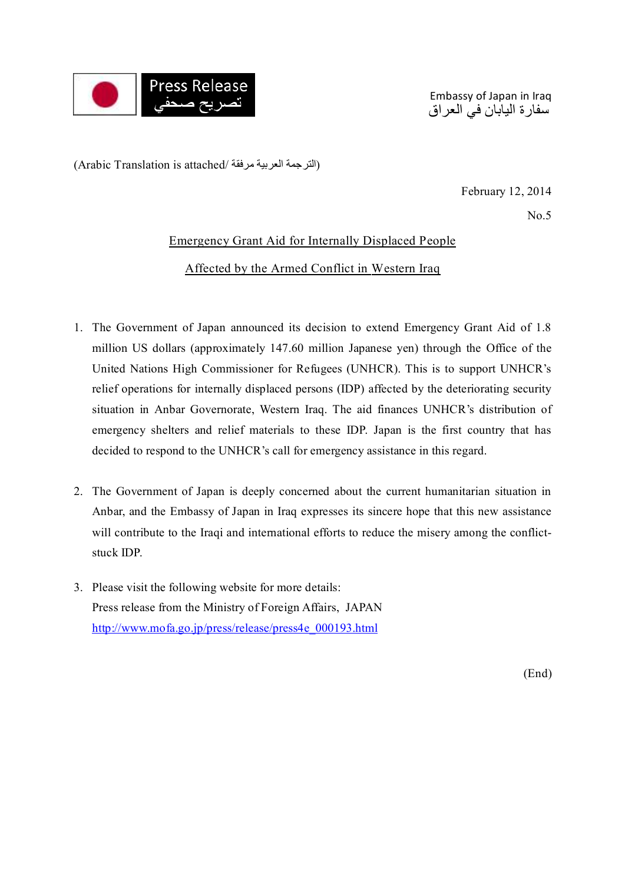Press Release
تصريح صحفي

Embassy of Japan in Iraq
سفارة اليابان في العراق

(Arabic Translation is attached/ الترجمة العربية مرفقة)

February 12, 2014

No.5

## Emergency Grant Aid for Internally Displaced People Affected by the Armed Conflict in Western Iraq

1. The Government of Japan announced its decision to extend Emergency Grant Aid of 1.8 million US dollars (approximately 147.60 million Japanese yen) through the Office of the United Nations High Commissioner for Refugees (UNHCR). This is to support UNHCR's relief operations for internally displaced persons (IDP) affected by the deteriorating security situation in Anbar Governorate, Western Iraq. The aid finances UNHCR's distribution of emergency shelters and relief materials to these IDP. Japan is the first country that has decided to respond to the UNHCR's call for emergency assistance in this regard.

2. The Government of Japan is deeply concerned about the current humanitarian situation in Anbar, and the Embassy of Japan in Iraq expresses its sincere hope that this new assistance will contribute to the Iraqi and international efforts to reduce the misery among the conflict-stuck IDP.

3. Please visit the following website for more details:
   Press release from the Ministry of Foreign Affairs, JAPAN
   http://www.mofa.go.jp/press/release/press4e_000193.html

(End)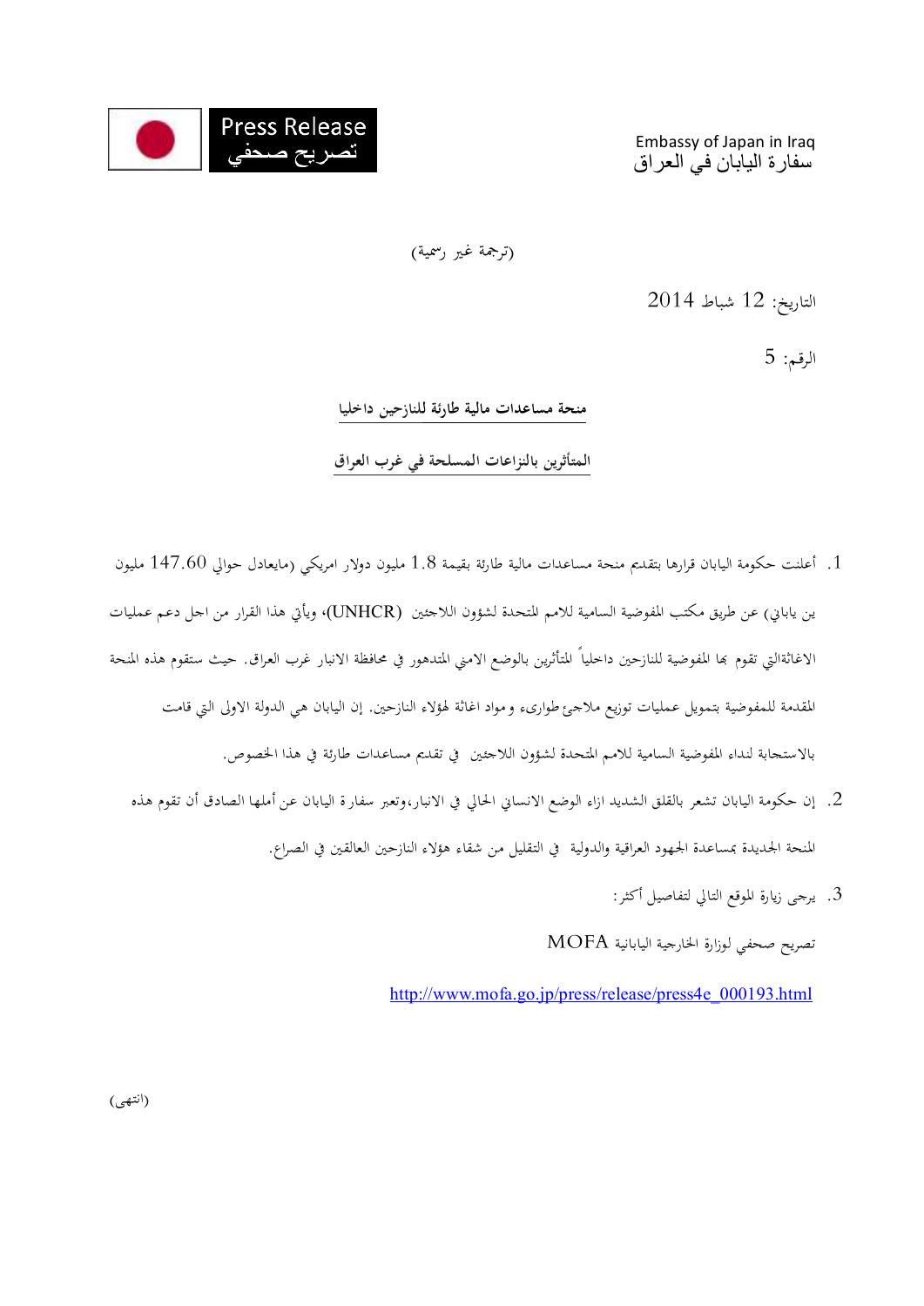Press Release
تصريح صحفي

Embassy of Japan in Iraq
سفارة اليابان في العراق

(ترجمة غير رسمية)

التاريخ: 12 شباط 2014

الرقم: 5

**منحة مساعدات مالية طارئة للنازحين داخليا**

**المتأثرين بالنزاعات المسلحة في غرب العراق**

1. أعلنت حكومة اليابان قرارها بتقديم منحة مساعدات مالية طارئة بقيمة 1.8 مليون دولار امريكي (مايعادل حوالي 147.60 مليون ين ياباني) عن طريق مكتب المفوضية السامية للامم المتحدة لشؤون اللاجئين (UNHCR)، ويأتي هذا القرار من اجل دعم عمليات الاغاثةالتي تقوم بها المفوضية للنازحين داخلياً المتأثرين بالوضع الامني المتدهور في محافظة الانبار غرب العراق. حيث ستقوم هذه المنحة المقدمة للمفوضية بتمويل عمليات توزيع ملاجئ طوارىء و مواد اغاثة لهؤلاء النازحين. إن اليابان هي الدولة الاولى التي قامت بالاستجابة لنداء المفوضية السامية للامم المتحدة لشؤون اللاجئين في تقديم مساعدات طارئة في هذا الخصوص.
2. إن حكومة اليابان تشعر بالقلق الشديد ازاء الوضع الانساني الحالي في الانبار،وتعبر سفارة اليابان عن أملها الصادق أن تقوم هذه المنحة الجديدة بمساعدة الجهود العراقية والدولية في التقليل من شقاء هؤلاء النازحين العالقين في الصراع.
3. يرجى زيارة الموقع التالي لتفاصيل أكثر:

تصريح صحفي لوزارة الخارجية اليابانية MOFA

http://www.mofa.go.jp/press/release/press4e_000193.html

(انتهى)